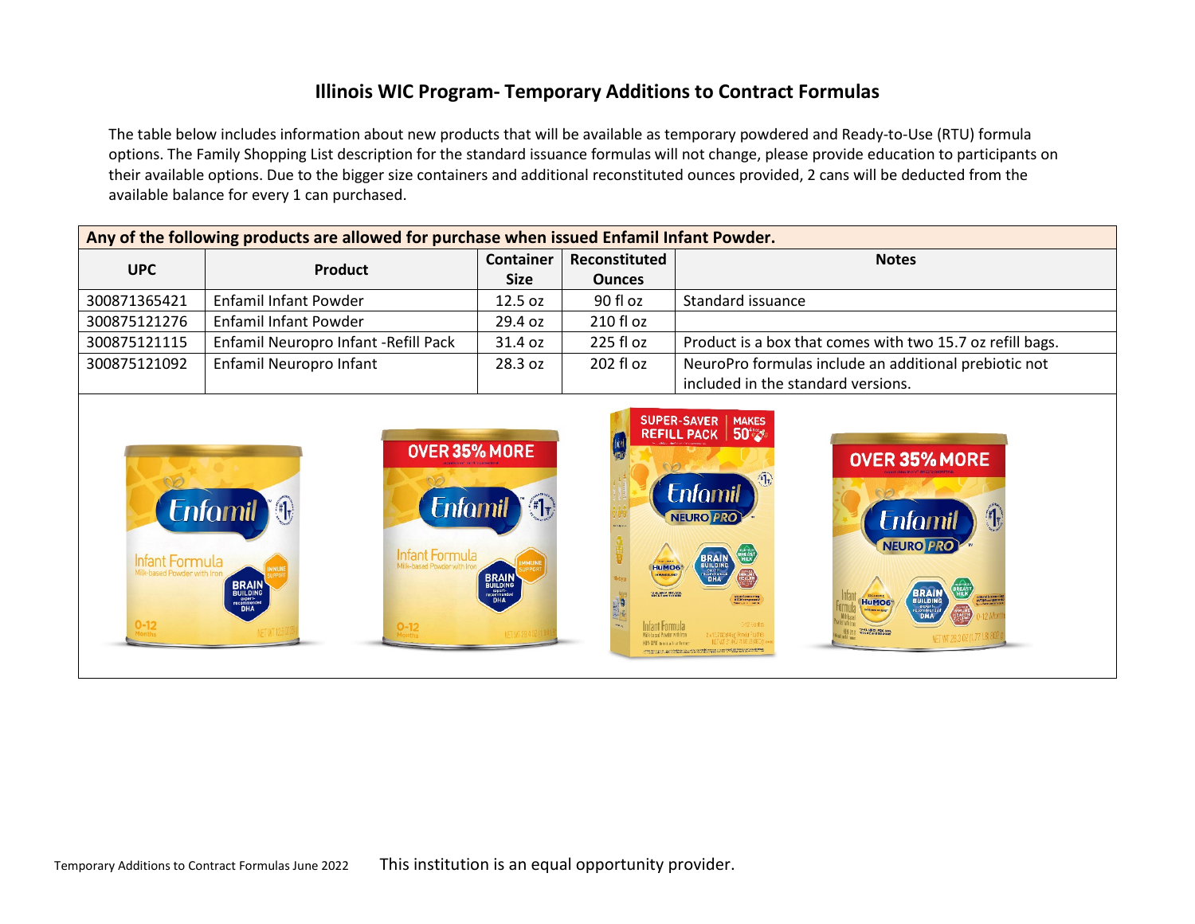# Illinois WIC Program- Temporary Additions to Contract Formulas

The table below includes information about new products that will be available as temporary powdered and Ready-to-Use (RTU) formula options. The Family Shopping List description for the standard issuance formulas will not change, please provide education to participants on their available options. Due to the bigger size containers and additional reconstituted ounces provided, 2 cans will be deducted from the available balance for every 1 can purchased.

| **Any of the following products are allowed for purchase when issued Enfamil Infant Powder.** | | | | |
|---|---|---|---|---|
| **UPC** | **Product** | **Container Size** | **Reconstituted Ounces** | **Notes** |
| 300871365421 | Enfamil Infant Powder | 12.5 oz | 90 fl oz | Standard issuance |
| 300875121276 | Enfamil Infant Powder | 29.4 oz | 210 fl oz | |
| 300875121115 | Enfamil Neuropro Infant -Refill Pack | 31.4 oz | 225 fl oz | Product is a box that comes with two 15.7 oz refill bags. |
| 300875121092 | Enfamil Neuropro Infant | 28.3 oz | 202 fl oz | NeuroPro formulas include an additional prebiotic not included in the standard versions. |

Temporary Additions to Contract Formulas June 2022

This institution is an equal opportunity provider.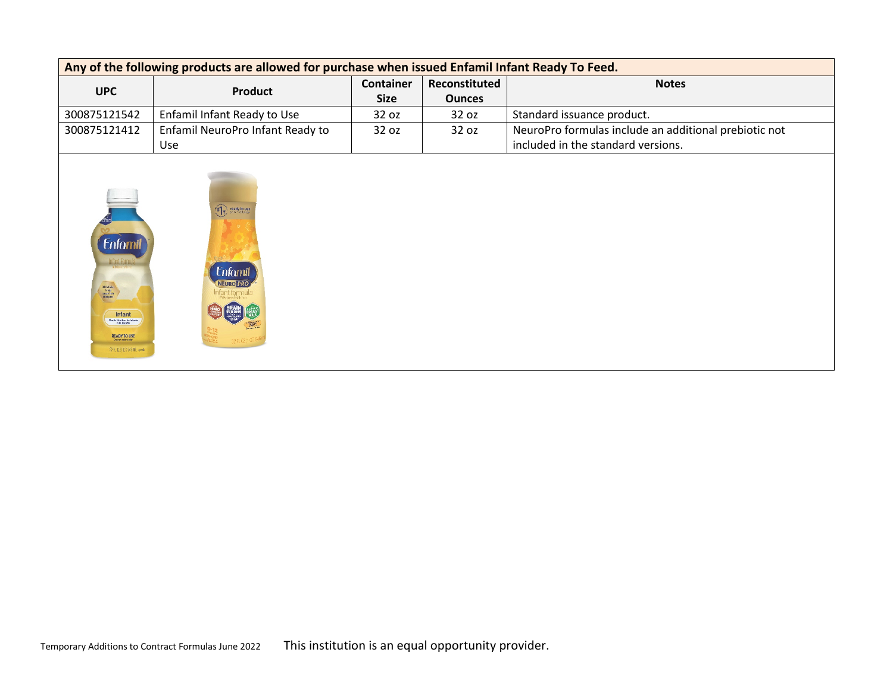| Any of the following products are allowed for purchase when issued Enfamil Infant Ready To Feed. | | | | |
|---|---|---|---|---|
| **UPC** | **Product** | **Container Size** | **Reconstituted Ounces** | **Notes** |
| 300875121542 | Enfamil Infant Ready to Use | 32 oz | 32 oz | Standard issuance product. |
| 300875121412 | Enfamil NeuroPro Infant Ready to Use | 32 oz | 32 oz | NeuroPro formulas include an additional prebiotic not included in the standard versions. |

Temporary Additions to Contract Formulas June 2022

This institution is an equal opportunity provider.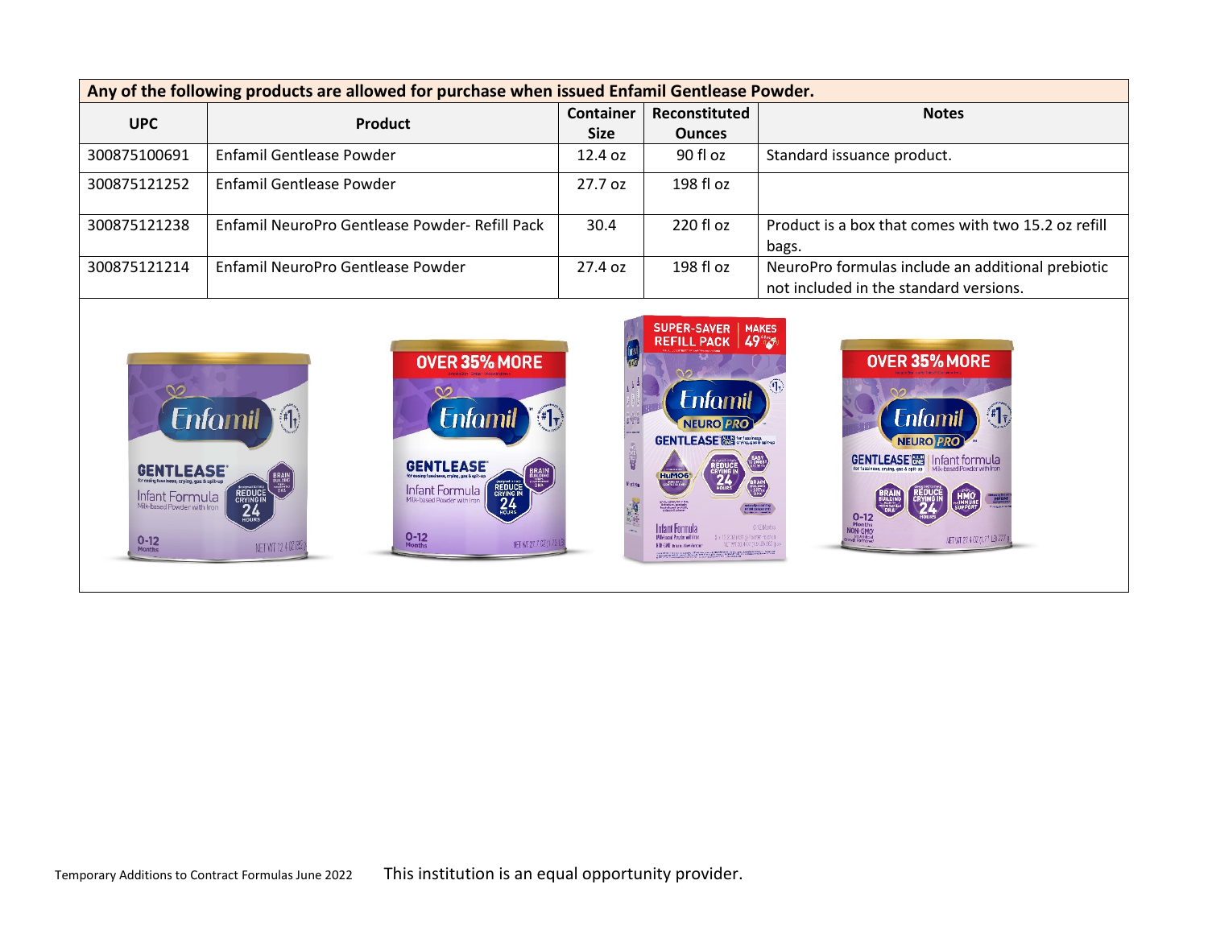| Any of the following products are allowed for purchase when issued Enfamil Gentlease Powder. | | | | |
|---|---|---|---|---|
| **UPC** | **Product** | **Container Size** | **Reconstituted Ounces** | **Notes** |
| 300875100691 | Enfamil Gentlease Powder | 12.4 oz | 90 fl oz | Standard issuance product. |
| 300875121252 | Enfamil Gentlease Powder | 27.7 oz | 198 fl oz | |
| 300875121238 | Enfamil NeuroPro Gentlease Powder- Refill Pack | 30.4 | 220 fl oz | Product is a box that comes with two 15.2 oz refill bags. |
| 300875121214 | Enfamil NeuroPro Gentlease Powder | 27.4 oz | 198 fl oz | NeuroPro formulas include an additional prebiotic not included in the standard versions. |

Temporary Additions to Contract Formulas June 2022

This institution is an equal opportunity provider.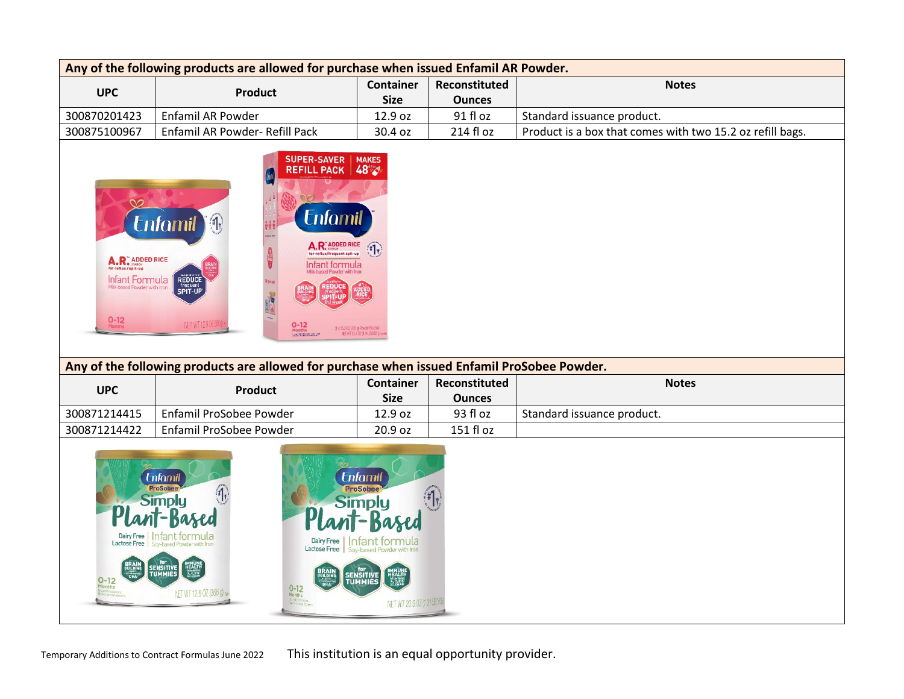| Any of the following products are allowed for purchase when issued Enfamil AR Powder. | | | | |
|---|---|---|---|---|
| **UPC** | **Product** | **Container Size** | **Reconstituted Ounces** | **Notes** |
| 300870201423 | Enfamil AR Powder | 12.9 oz | 91 fl oz | Standard issuance product. |
| 300875100967 | Enfamil AR Powder- Refill Pack | 30.4 oz | 214 fl oz | Product is a box that comes with two 15.2 oz refill bags. |

| Any of the following products are allowed for purchase when issued Enfamil ProSobee Powder. | | | | |
|---|---|---|---|---|
| **UPC** | **Product** | **Container Size** | **Reconstituted Ounces** | **Notes** |
| 300871214415 | Enfamil ProSobee Powder | 12.9 oz | 93 fl oz | Standard issuance product. |
| 300871214422 | Enfamil ProSobee Powder | 20.9 oz | 151 fl oz | |

Temporary Additions to Contract Formulas June 2022

This institution is an equal opportunity provider.